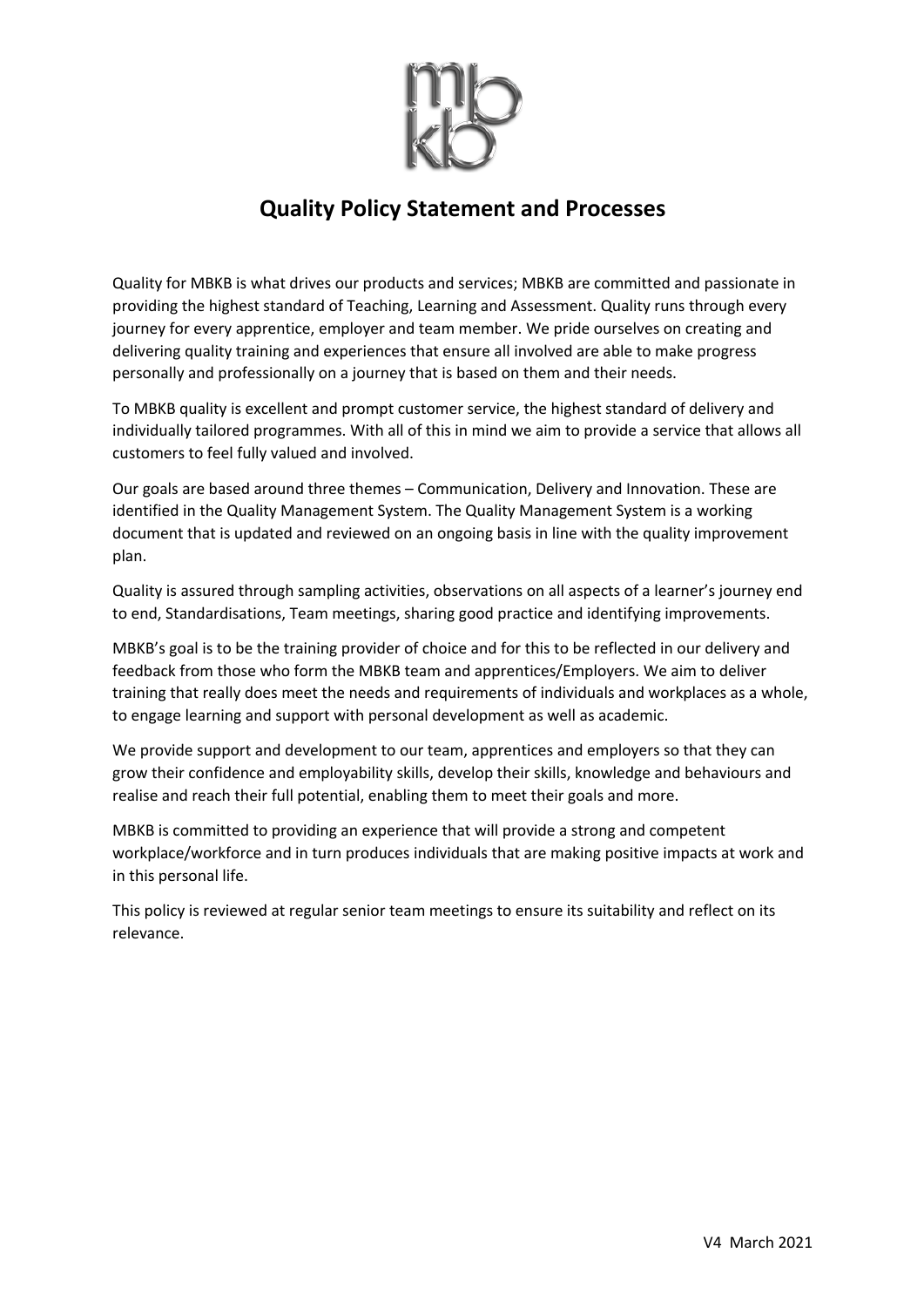# Quality Policy Statement and Processes

Quality for MBKB is what drives our products and services; MBKB are committed and passionate in providing the highest standard of Teaching, Learning and Assessment. Quality runs through every journey for every apprentice, employer and team member. We pride ourselves on creating and delivering quality training and experiences that ensure all involved are able to make progress personally and professionally on a journey that is based on them and their needs.

To MBKB quality is excellent and prompt customer service, the highest standard of delivery and individually tailored programmes. With all of this in mind we aim to provide a service that allows all customers to feel fully valued and involved.

Our goals are based around three themes – Communication, Delivery and Innovation. These are identified in the Quality Management System. The Quality Management System is a working document that is updated and reviewed on an ongoing basis in line with the quality improvement plan.

Quality is assured through sampling activities, observations on all aspects of a learner's journey end to end, Standardisations, Team meetings, sharing good practice and identifying improvements.

MBKB's goal is to be the training provider of choice and for this to be reflected in our delivery and feedback from those who form the MBKB team and apprentices/Employers. We aim to deliver training that really does meet the needs and requirements of individuals and workplaces as a whole, to engage learning and support with personal development as well as academic.

We provide support and development to our team, apprentices and employers so that they can grow their confidence and employability skills, develop their skills, knowledge and behaviours and realise and reach their full potential, enabling them to meet their goals and more.

MBKB is committed to providing an experience that will provide a strong and competent workplace/workforce and in turn produces individuals that are making positive impacts at work and in this personal life.

This policy is reviewed at regular senior team meetings to ensure its suitability and reflect on its relevance.

V4 March 2021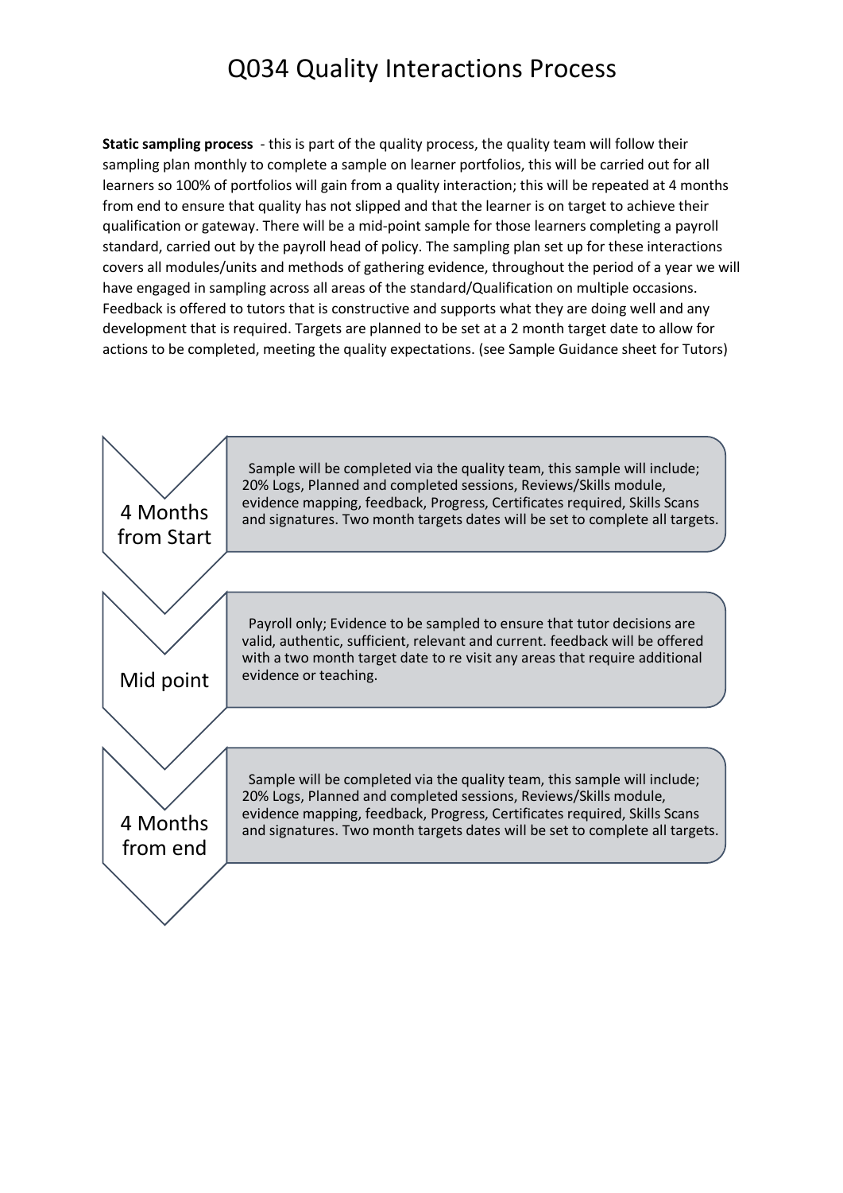# Q034 Quality Interactions Process

**Static sampling process** - this is part of the quality process, the quality team will follow their sampling plan monthly to complete a sample on learner portfolios, this will be carried out for all learners so 100% of portfolios will gain from a quality interaction; this will be repeated at 4 months from end to ensure that quality has not slipped and that the learner is on target to achieve their qualification or gateway. There will be a mid-point sample for those learners completing a payroll standard, carried out by the payroll head of policy. The sampling plan set up for these interactions covers all modules/units and methods of gathering evidence, throughout the period of a year we will have engaged in sampling across all areas of the standard/Qualification on multiple occasions. Feedback is offered to tutors that is constructive and supports what they are doing well and any development that is required. Targets are planned to be set at a 2 month target date to allow for actions to be completed, meeting the quality expectations. (see Sample Guidance sheet for Tutors)

**4 Months from Start**

Sample will be completed via the quality team, this sample will include; 20% Logs, Planned and completed sessions, Reviews/Skills module, evidence mapping, feedback, Progress, Certificates required, Skills Scans and signatures. Two month targets dates will be set to complete all targets.

**Mid point**

Payroll only; Evidence to be sampled to ensure that tutor decisions are valid, authentic, sufficient, relevant and current. feedback will be offered with a two month target date to re visit any areas that require additional evidence or teaching.

**4 Months from end**

Sample will be completed via the quality team, this sample will include; 20% Logs, Planned and completed sessions, Reviews/Skills module, evidence mapping, feedback, Progress, Certificates required, Skills Scans and signatures. Two month targets dates will be set to complete all targets.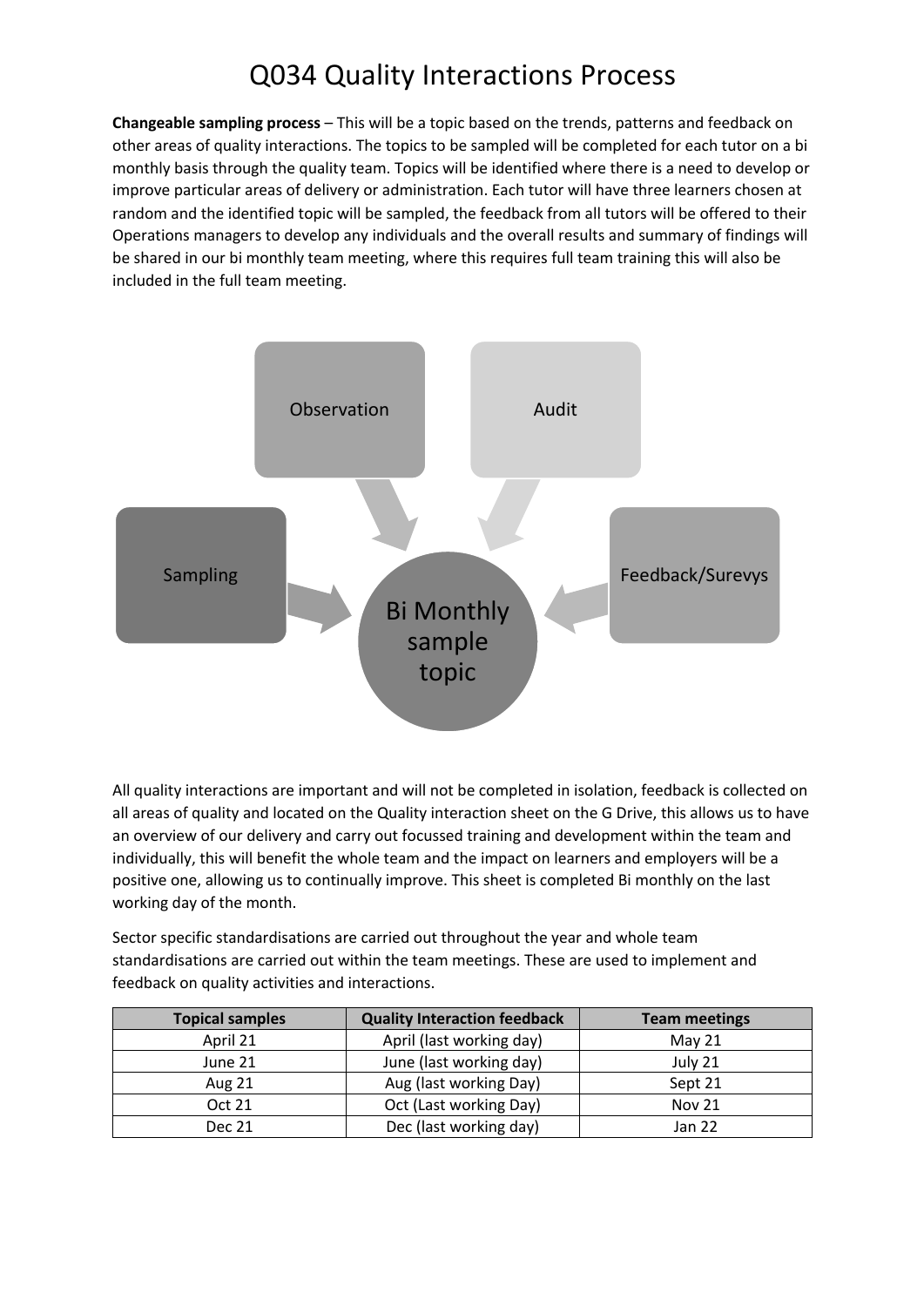# Q034 Quality Interactions Process

**Changeable sampling process** – This will be a topic based on the trends, patterns and feedback on other areas of quality interactions. The topics to be sampled will be completed for each tutor on a bi monthly basis through the quality team. Topics will be identified where there is a need to develop or improve particular areas of delivery or administration. Each tutor will have three learners chosen at random and the identified topic will be sampled, the feedback from all tutors will be offered to their Operations managers to develop any individuals and the overall results and summary of findings will be shared in our bi monthly team meeting, where this requires full team training this will also be included in the full team meeting.

Observation

Audit

Sampling

Feedback/Surevys

Bi Monthly sample topic

All quality interactions are important and will not be completed in isolation, feedback is collected on all areas of quality and located on the Quality interaction sheet on the G Drive, this allows us to have an overview of our delivery and carry out focussed training and development within the team and individually, this will benefit the whole team and the impact on learners and employers will be a positive one, allowing us to continually improve. This sheet is completed Bi monthly on the last working day of the month.

Sector specific standardisations are carried out throughout the year and whole team standardisations are carried out within the team meetings. These are used to implement and feedback on quality activities and interactions.

| Topical samples | Quality Interaction feedback | Team meetings |
| --- | --- | --- |
| April 21 | April (last working day) | May 21 |
| June 21 | June (last working day) | July 21 |
| Aug 21 | Aug (last working Day) | Sept 21 |
| Oct 21 | Oct (Last working Day) | Nov 21 |
| Dec 21 | Dec (last working day) | Jan 22 |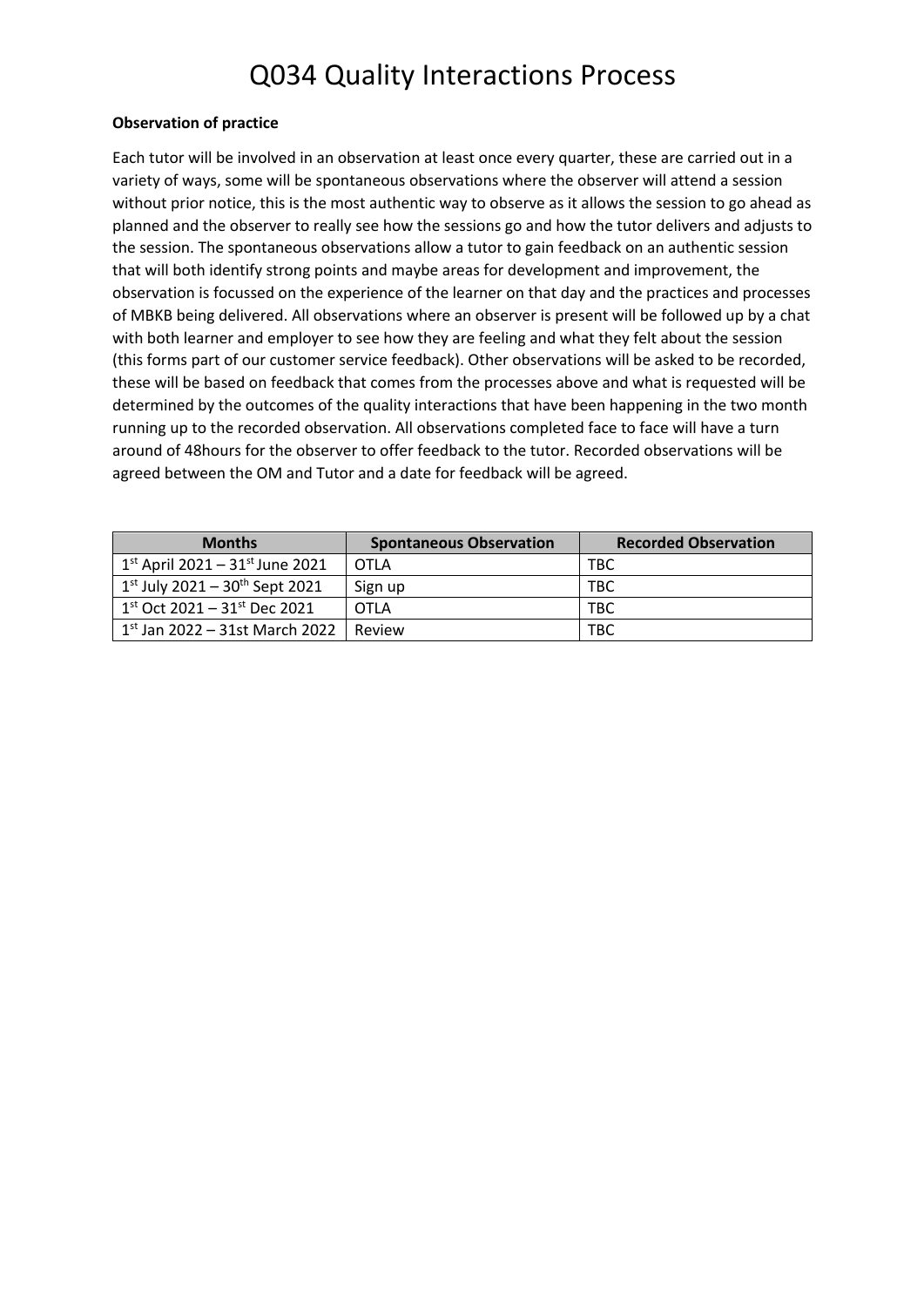# Q034 Quality Interactions Process

**Observation of practice**

Each tutor will be involved in an observation at least once every quarter, these are carried out in a variety of ways, some will be spontaneous observations where the observer will attend a session without prior notice, this is the most authentic way to observe as it allows the session to go ahead as planned and the observer to really see how the sessions go and how the tutor delivers and adjusts to the session. The spontaneous observations allow a tutor to gain feedback on an authentic session that will both identify strong points and maybe areas for development and improvement, the observation is focussed on the experience of the learner on that day and the practices and processes of MBKB being delivered. All observations where an observer is present will be followed up by a chat with both learner and employer to see how they are feeling and what they felt about the session (this forms part of our customer service feedback). Other observations will be asked to be recorded, these will be based on feedback that comes from the processes above and what is requested will be determined by the outcomes of the quality interactions that have been happening in the two month running up to the recorded observation. All observations completed face to face will have a turn around of 48hours for the observer to offer feedback to the tutor. Recorded observations will be agreed between the OM and Tutor and a date for feedback will be agreed.

| Months | Spontaneous Observation | Recorded Observation |
|---|---|---|
| 1st April 2021 – 31st June 2021 | OTLA | TBC |
| 1st July 2021 – 30th Sept 2021 | Sign up | TBC |
| 1st Oct 2021 – 31st Dec 2021 | OTLA | TBC |
| 1st Jan 2022 – 31st March 2022 | Review | TBC |